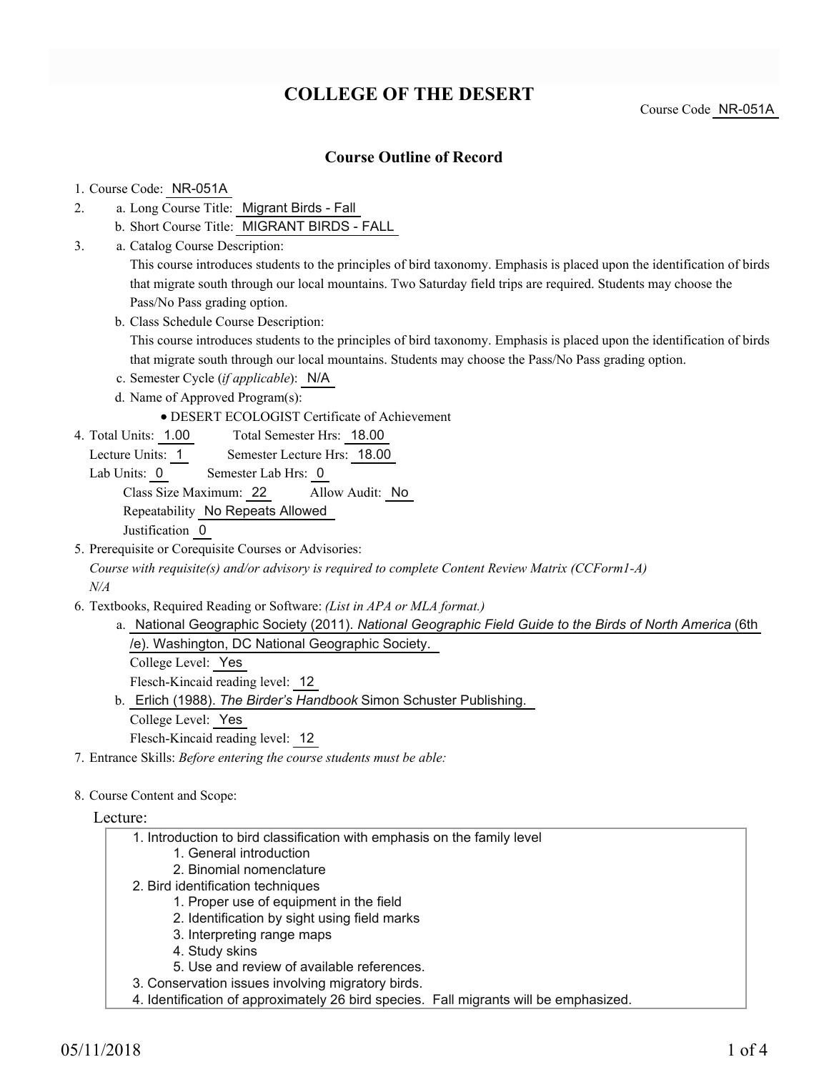# COLLEGE OF THE DESERT

Course Code NR-051A

## Course Outline of Record

1. Course Code: NR-051A
2. a. Long Course Title: Migrant Birds - Fall
   b. Short Course Title: MIGRANT BIRDS - FALL
3. a. Catalog Course Description:
   This course introduces students to the principles of bird taxonomy. Emphasis is placed upon the identification of birds that migrate south through our local mountains. Two Saturday field trips are required. Students may choose the Pass/No Pass grading option.
   b. Class Schedule Course Description:
   This course introduces students to the principles of bird taxonomy. Emphasis is placed upon the identification of birds that migrate south through our local mountains. Students may choose the Pass/No Pass grading option.
   c. Semester Cycle (*if applicable*): N/A
   d. Name of Approved Program(s):
   - DESERT ECOLOGIST Certificate of Achievement
4. Total Units: 1.00 Total Semester Hrs: 18.00
   Lecture Units: 1 Semester Lecture Hrs: 18.00
   Lab Units: 0 Semester Lab Hrs: 0
   Class Size Maximum: 22 Allow Audit: No
   Repeatability No Repeats Allowed
   Justification 0
5. Prerequisite or Corequisite Courses or Advisories:
   *Course with requisite(s) and/or advisory is required to complete Content Review Matrix (CCForm1-A)*
   *N/A*
6. Textbooks, Required Reading or Software: *(List in APA or MLA format.)*
   a. National Geographic Society (2011). *National Geographic Field Guide to the Birds of North America* (6th /e). Washington, DC National Geographic Society.
   College Level: Yes
   Flesch-Kincaid reading level: 12
   b. Erlich (1988). *The Birder's Handbook* Simon Schuster Publishing.
   College Level: Yes
   Flesch-Kincaid reading level: 12
7. Entrance Skills: *Before entering the course students must be able:*
8. Course Content and Scope:

Lecture:

1. Introduction to bird classification with emphasis on the family level
   1. General introduction
   2. Binomial nomenclature
2. Bird identification techniques
   1. Proper use of equipment in the field
   2. Identification by sight using field marks
   3. Interpreting range maps
   4. Study skins
   5. Use and review of available references.
3. Conservation issues involving migratory birds.
4. Identification of approximately 26 bird species. Fall migrants will be emphasized.

05/11/2018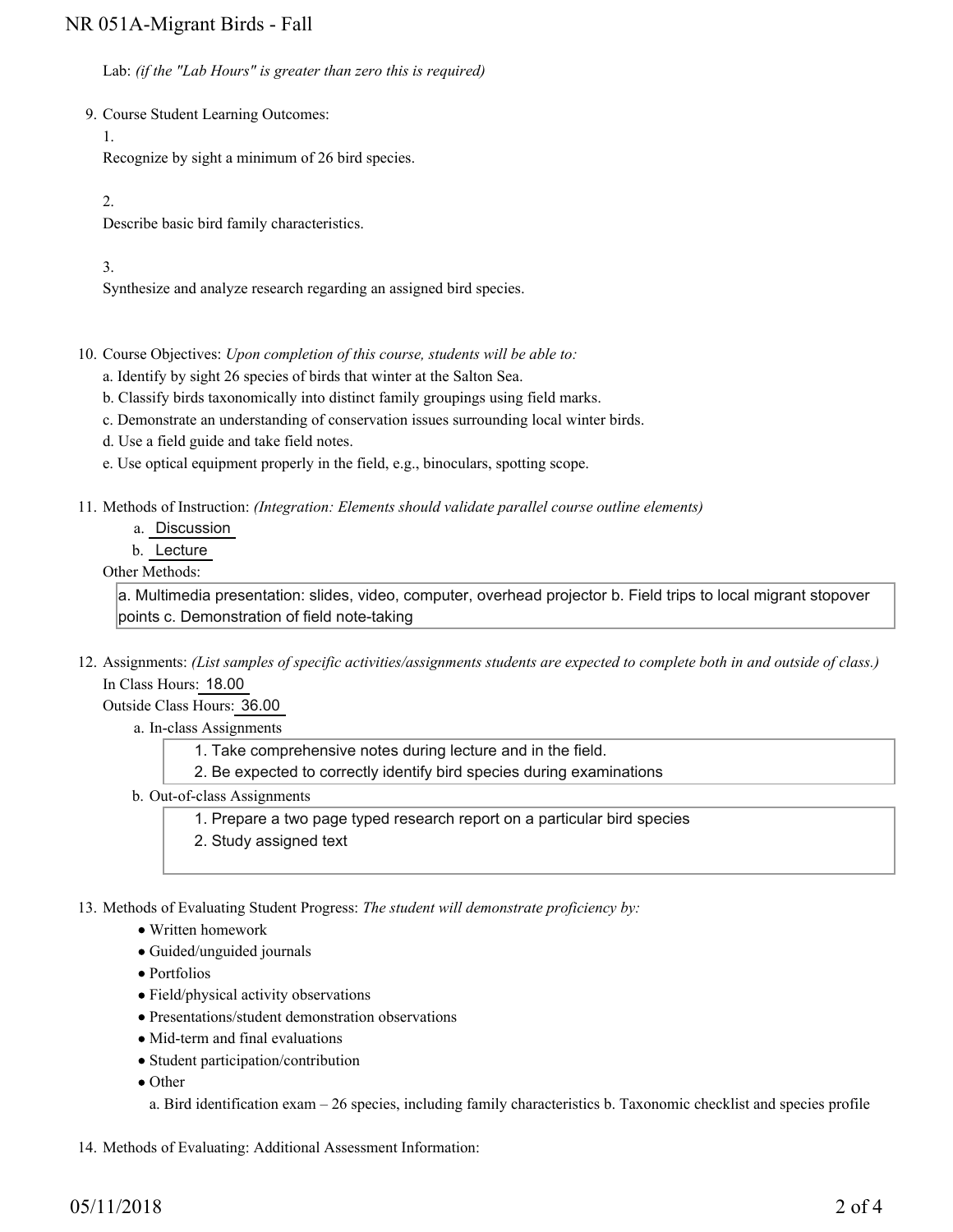Lab: *(if the "Lab Hours" is greater than zero this is required)*

9. Course Student Learning Outcomes:

   1.
   Recognize by sight a minimum of 26 bird species.

   2.
   Describe basic bird family characteristics.

   3.
   Synthesize and analyze research regarding an assigned bird species.

10. Course Objectives: *Upon completion of this course, students will be able to:*
    a. Identify by sight 26 species of birds that winter at the Salton Sea.
    b. Classify birds taxonomically into distinct family groupings using field marks.
    c. Demonstrate an understanding of conservation issues surrounding local winter birds.
    d. Use a field guide and take field notes.
    e. Use optical equipment properly in the field, e.g., binoculars, spotting scope.

11. Methods of Instruction: *(Integration: Elements should validate parallel course outline elements)*
    a. Discussion
    b. Lecture

    Other Methods:

    a. Multimedia presentation: slides, video, computer, overhead projector b. Field trips to local migrant stopover points c. Demonstration of field note-taking

12. Assignments: *(List samples of specific activities/assignments students are expected to complete both in and outside of class.)*
    In Class Hours: 18.00
    Outside Class Hours: 36.00

    a. In-class Assignments
       1. Take comprehensive notes during lecture and in the field.
       2. Be expected to correctly identify bird species during examinations

    b. Out-of-class Assignments
       1. Prepare a two page typed research report on a particular bird species
       2. Study assigned text

13. Methods of Evaluating Student Progress: *The student will demonstrate proficiency by:*
    - Written homework
    - Guided/unguided journals
    - Portfolios
    - Field/physical activity observations
    - Presentations/student demonstration observations
    - Mid-term and final evaluations
    - Student participation/contribution
    - Other

      a. Bird identification exam – 26 species, including family characteristics b. Taxonomic checklist and species profile

14. Methods of Evaluating: Additional Assessment Information: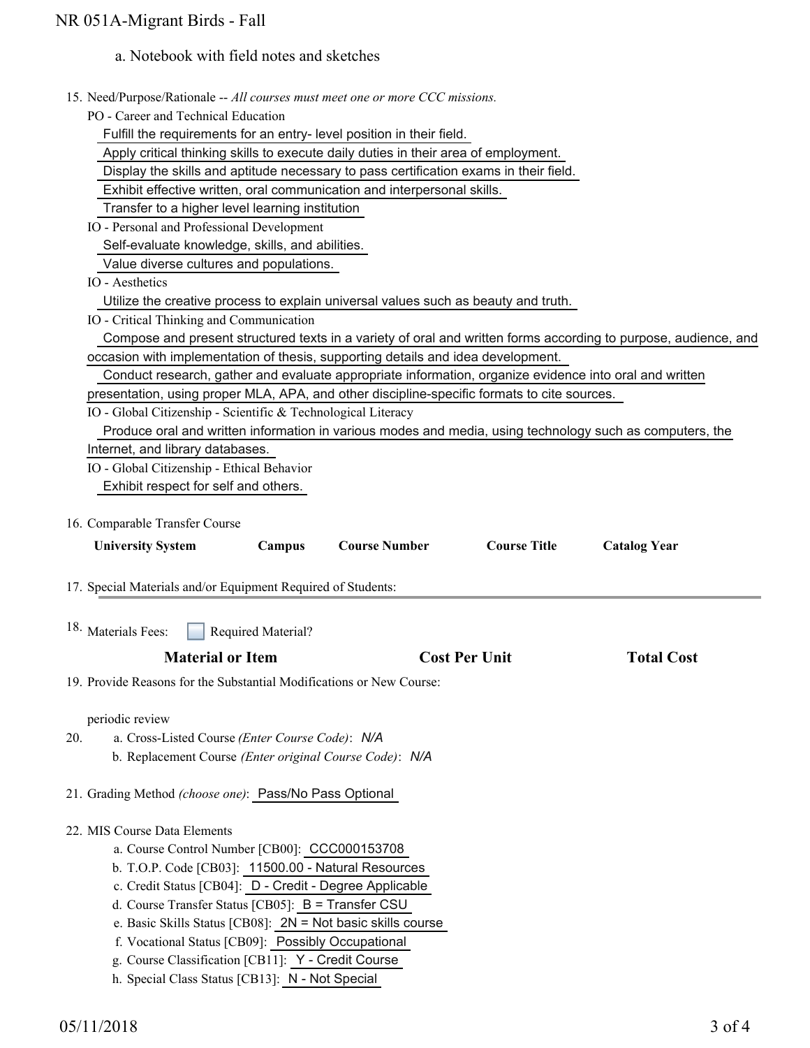a. Notebook with field notes and sketches

15. Need/Purpose/Rationale -- *All courses must meet one or more CCC missions.*

    PO - Career and Technical Education

    Fulfill the requirements for an entry- level position in their field.

    Apply critical thinking skills to execute daily duties in their area of employment.

    Display the skills and aptitude necessary to pass certification exams in their field.

    Exhibit effective written, oral communication and interpersonal skills.

    Transfer to a higher level learning institution

    IO - Personal and Professional Development

    Self-evaluate knowledge, skills, and abilities.

    Value diverse cultures and populations.

    IO - Aesthetics

    Utilize the creative process to explain universal values such as beauty and truth.

    IO - Critical Thinking and Communication

    Compose and present structured texts in a variety of oral and written forms according to purpose, audience, and occasion with implementation of thesis, supporting details and idea development.

    Conduct research, gather and evaluate appropriate information, organize evidence into oral and written presentation, using proper MLA, APA, and other discipline-specific formats to cite sources.

    IO - Global Citizenship - Scientific & Technological Literacy

    Produce oral and written information in various modes and media, using technology such as computers, the Internet, and library databases.

    IO - Global Citizenship - Ethical Behavior

    Exhibit respect for self and others.

16. Comparable Transfer Course

| University System | Campus | Course Number | Course Title | Catalog Year |
|---|---|---|---|---|

17. Special Materials and/or Equipment Required of Students:

18. Materials Fees: ☐ Required Material?

| Material or Item | Cost Per Unit | Total Cost |
|---|---|---|

19. Provide Reasons for the Substantial Modifications or New Course:

    periodic review

20. a. Cross-Listed Course *(Enter Course Code)*: *N/A*

    b. Replacement Course *(Enter original Course Code)*: *N/A*

21. Grading Method *(choose one)*: Pass/No Pass Optional

22. MIS Course Data Elements

    a. Course Control Number [CB00]: CCC000153708

    b. T.O.P. Code [CB03]: 11500.00 - Natural Resources

    c. Credit Status [CB04]: D - Credit - Degree Applicable

    d. Course Transfer Status [CB05]: B = Transfer CSU

    e. Basic Skills Status [CB08]: 2N = Not basic skills course

    f. Vocational Status [CB09]: Possibly Occupational

    g. Course Classification [CB11]: Y - Credit Course

    h. Special Class Status [CB13]: N - Not Special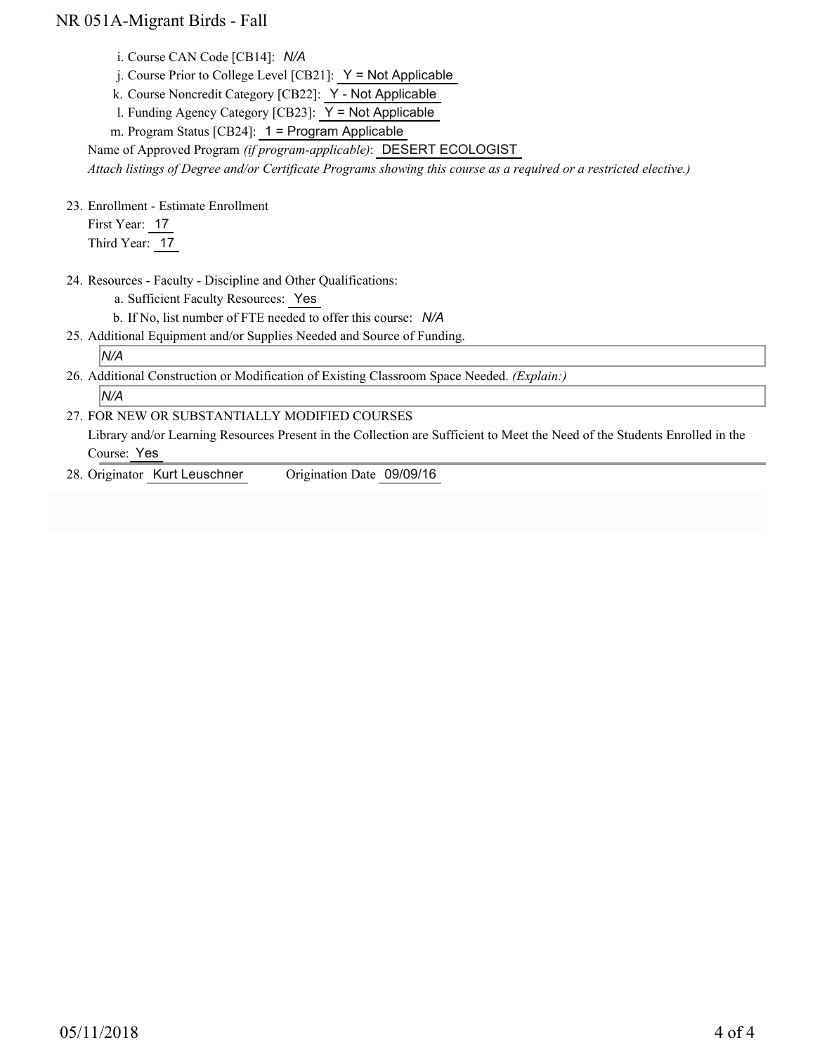i. Course CAN Code [CB14]: *N/A*

j. Course Prior to College Level [CB21]: Y = Not Applicable

k. Course Noncredit Category [CB22]: Y - Not Applicable

l. Funding Agency Category [CB23]: Y = Not Applicable

m. Program Status [CB24]: 1 = Program Applicable

Name of Approved Program *(if program-applicable)*: DESERT ECOLOGIST

*Attach listings of Degree and/or Certificate Programs showing this course as a required or a restricted elective.)*

23. Enrollment - Estimate Enrollment

    First Year: 17

    Third Year: 17

24. Resources - Faculty - Discipline and Other Qualifications:

    a. Sufficient Faculty Resources: Yes

    b. If No, list number of FTE needed to offer this course: *N/A*

25. Additional Equipment and/or Supplies Needed and Source of Funding.

    *N/A*

26. Additional Construction or Modification of Existing Classroom Space Needed. *(Explain:)*

    *N/A*

27. FOR NEW OR SUBSTANTIALLY MODIFIED COURSES

    Library and/or Learning Resources Present in the Collection are Sufficient to Meet the Need of the Students Enrolled in the Course: Yes

28. Originator Kurt Leuschner Origination Date 09/09/16